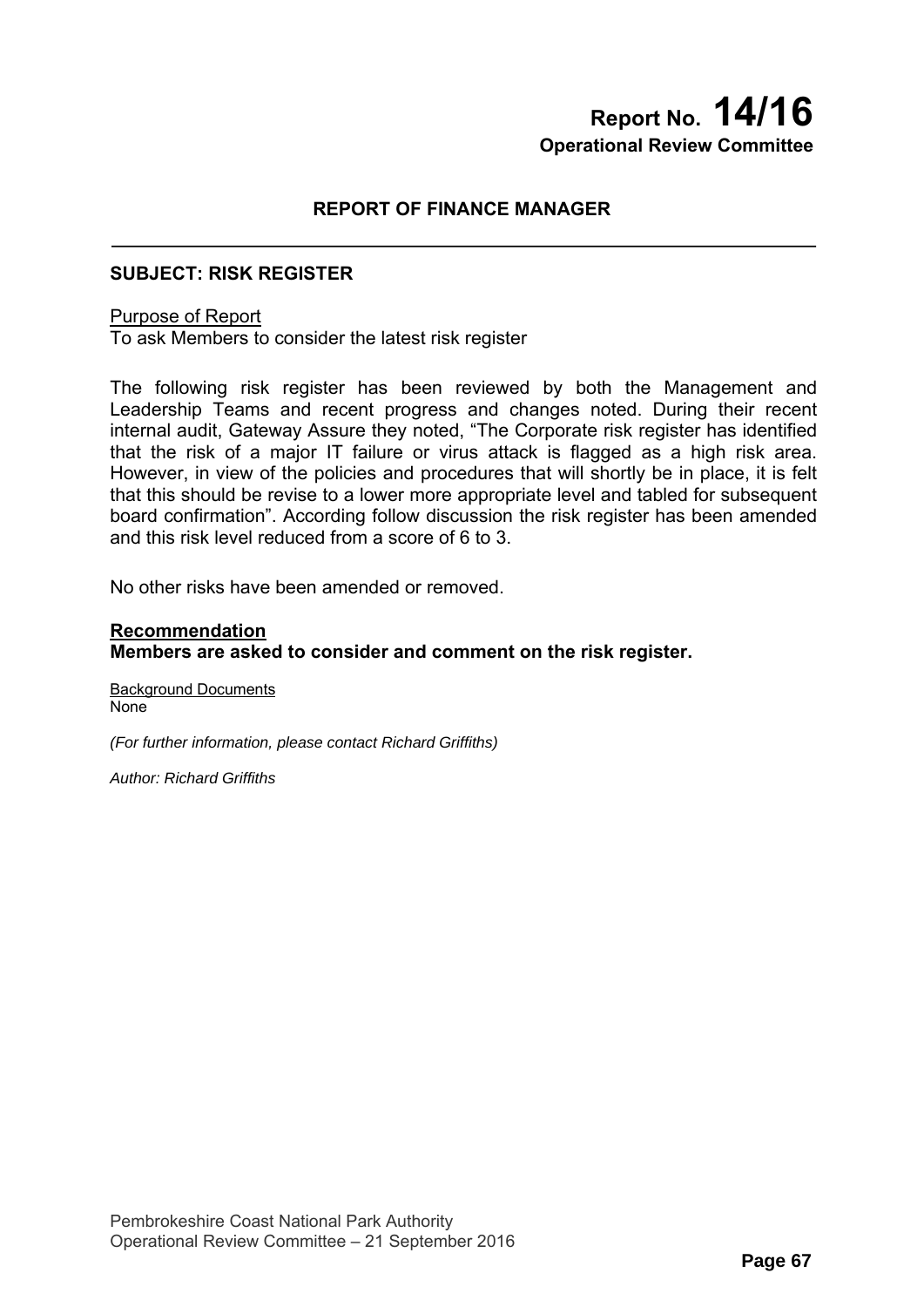# Report No. 14/16
**Operational Review Committee**

## REPORT OF FINANCE MANAGER

---

### SUBJECT: RISK REGISTER

Purpose of Report
To ask Members to consider the latest risk register

The following risk register has been reviewed by both the Management and Leadership Teams and recent progress and changes noted. During their recent internal audit, Gateway Assure they noted, "The Corporate risk register has identified that the risk of a major IT failure or virus attack is flagged as a high risk area. However, in view of the policies and procedures that will shortly be in place, it is felt that this should be revise to a lower more appropriate level and tabled for subsequent board confirmation". According follow discussion the risk register has been amended and this risk level reduced from a score of 6 to 3.

No other risks have been amended or removed.

**Recommendation**
**Members are asked to consider and comment on the risk register.**

Background Documents
None

*(For further information, please contact Richard Griffiths)*

*Author: Richard Griffiths*

Pembrokeshire Coast National Park Authority
Operational Review Committee – 21 September 2016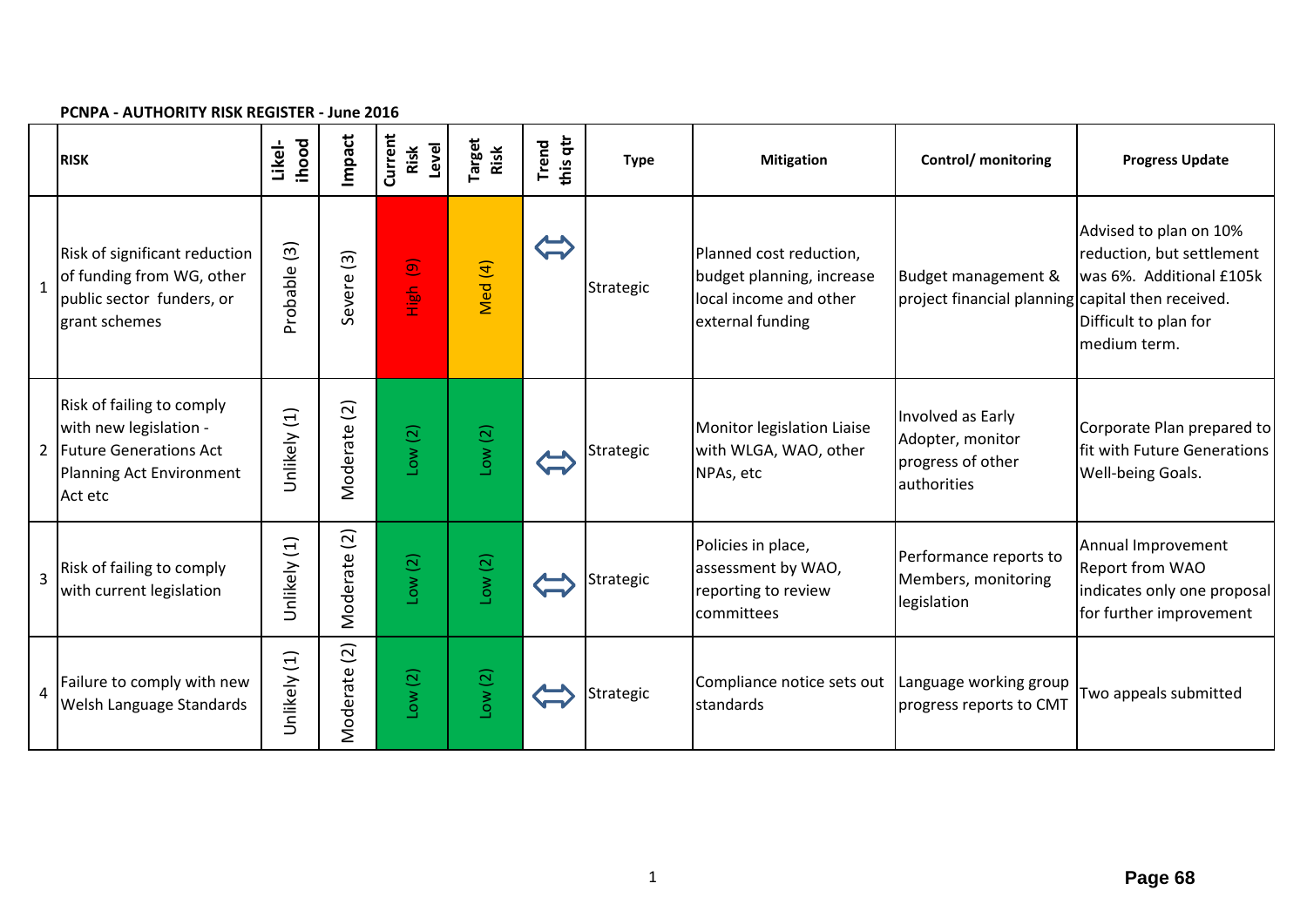**PCNPA - AUTHORITY RISK REGISTER - June 2016**

| | RISK | Likel-ihood | Impact | Current Risk Level | Target Risk | Trend this qtr | Type | Mitigation | Control/ monitoring | Progress Update |
|---|---|---|---|---|---|---|---|---|---|---|
| 1 | Risk of significant reduction of funding from WG, other public sector funders, or grant schemes | Probable (3) | Severe (3) | High (9) | Med (4) | ⇔ | Strategic | Planned cost reduction, budget planning, increase local income and other external funding | Budget management & project financial planning | Advised to plan on 10% reduction, but settlement was 6%. Additional £105k capital then received. Difficult to plan for medium term. |
| 2 | Risk of failing to comply with new legislation - Future Generations Act Planning Act Environment Act etc | Unlikely (1) | Moderate (2) | Low (2) | Low (2) | ⇔ | Strategic | Monitor legislation Liaise with WLGA, WAO, other NPAs, etc | Involved as Early Adopter, monitor progress of other authorities | Corporate Plan prepared to fit with Future Generations Well-being Goals. |
| 3 | Risk of failing to comply with current legislation | Unlikely (1) | Moderate (2) | Low (2) | Low (2) | ⇔ | Strategic | Policies in place, assessment by WAO, reporting to review committees | Performance reports to Members, monitoring legislation | Annual Improvement Report from WAO indicates only one proposal for further improvement |
| 4 | Failure to comply with new Welsh Language Standards | Unlikely (1) | Moderate (2) | Low (2) | Low (2) | ⇔ | Strategic | Compliance notice sets out standards | Language working group progress reports to CMT | Two appeals submitted |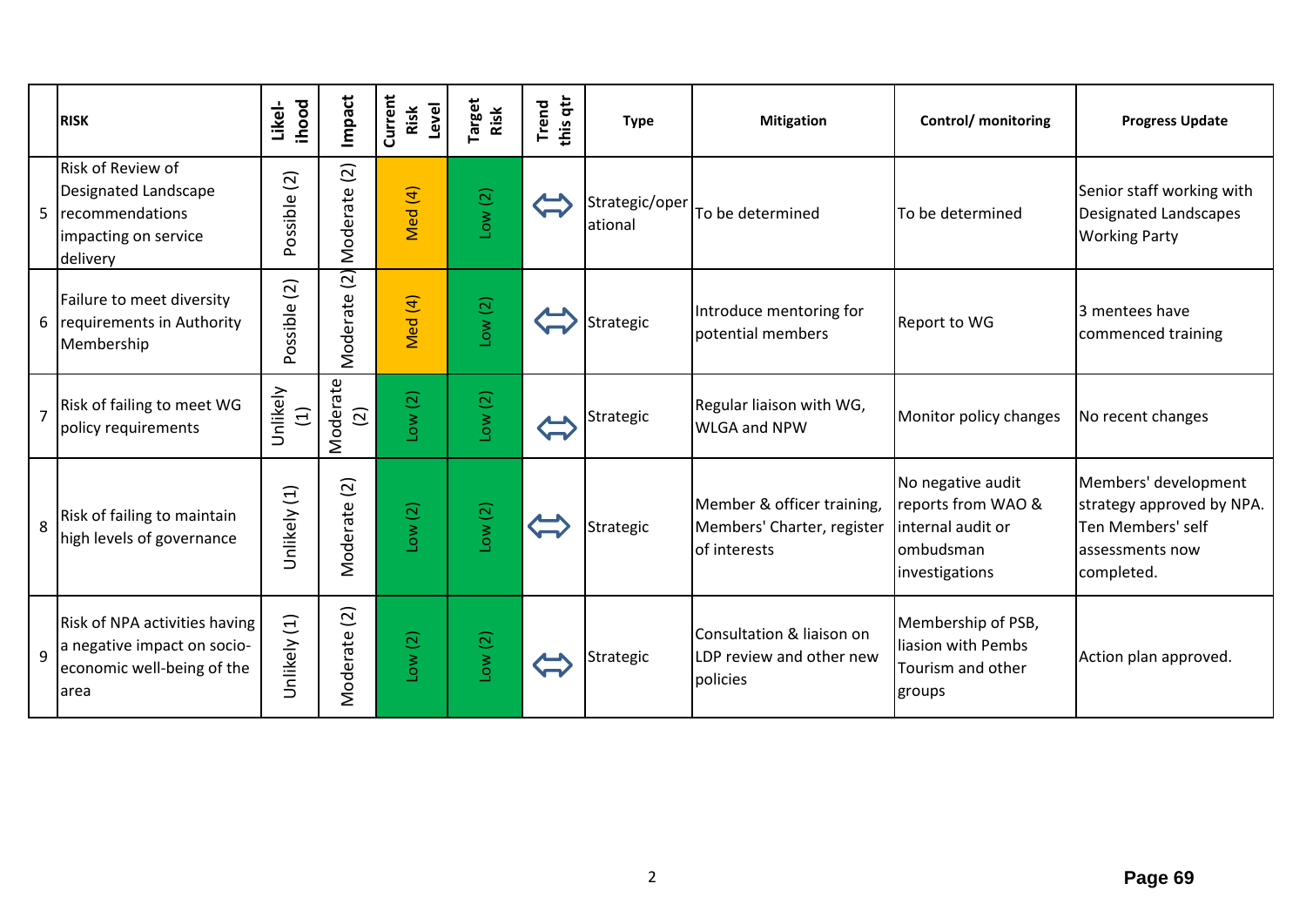| | RISK | Likel-ihood | Impact | Current Risk Level | Target Risk | Trend this qtr | Type | Mitigation | Control/ monitoring | Progress Update |
|---|---|---|---|---|---|---|---|---|---|---|
| 5 | Risk of Review of Designated Landscape recommendations impacting on service delivery | Possible (2) | Moderate (2) | Med (4) | Low (2) | ⇔ | Strategic/operational | To be determined | To be determined | Senior staff working with Designated Landscapes Working Party |
| 6 | Failure to meet diversity requirements in Authority Membership | Possible (2) | Moderate (2) | Med (4) | Low (2) | ⇔ | Strategic | Introduce mentoring for potential members | Report to WG | 3 mentees have commenced training |
| 7 | Risk of failing to meet WG policy requirements | Unlikely (1) | Moderate (2) | Low (2) | Low (2) | ⇔ | Strategic | Regular liaison with WG, WLGA and NPW | Monitor policy changes | No recent changes |
| 8 | Risk of failing to maintain high levels of governance | Unlikely (1) | Moderate (2) | Low (2) | Low (2) | ⇔ | Strategic | Member & officer training, Members' Charter, register of interests | No negative audit reports from WAO & internal audit or ombudsman investigations | Members' development strategy approved by NPA. Ten Members' self assessments now completed. |
| 9 | Risk of NPA activities having a negative impact on socio-economic well-being of the area | Unlikely (1) | Moderate (2) | Low (2) | Low (2) | ⇔ | Strategic | Consultation & liaison on LDP review and other new policies | Membership of PSB, liasion with Pembs Tourism and other groups | Action plan approved. |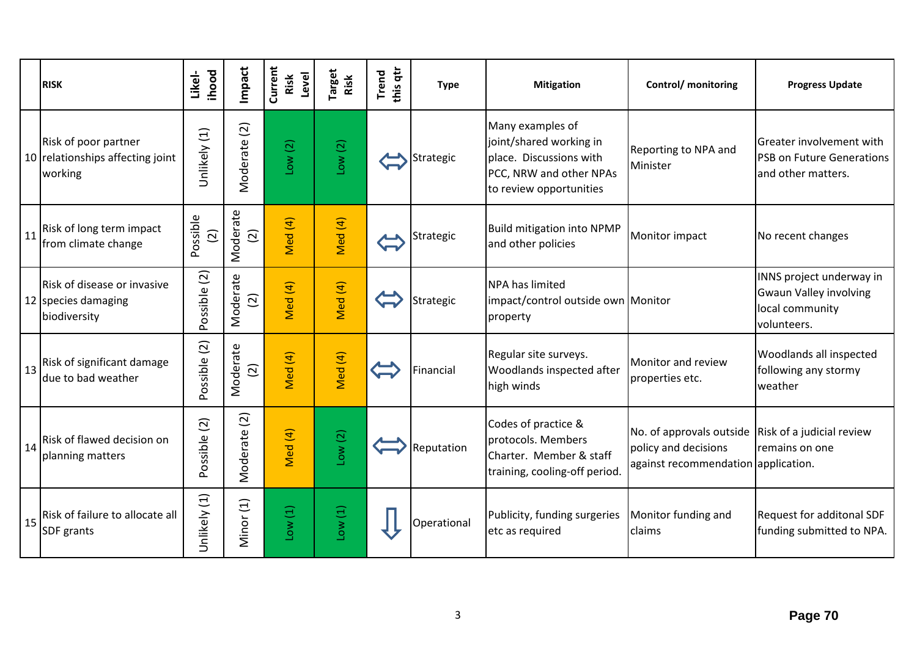| | RISK | Likel-ihood | Impact | Current Risk Level | Target Risk | Trend this qtr | Type | Mitigation | Control/ monitoring | Progress Update |
|---|---|---|---|---|---|---|---|---|---|---|
| 10 | Risk of poor partner relationships affecting joint working | Unlikely (1) | Moderate (2) | Low (2) | Low (2) | ⇔ | Strategic | Many examples of joint/shared working in place. Discussions with PCC, NRW and other NPAs to review opportunities | Reporting to NPA and Minister | Greater involvement with PSB on Future Generations and other matters. |
| 11 | Risk of long term impact from climate change | Possible (2) | Moderate (2) | Med (4) | Med (4) | ⇔ | Strategic | Build mitigation into NPMP and other policies | Monitor impact | No recent changes |
| 12 | Risk of disease or invasive species damaging biodiversity | Possible (2) | Moderate (2) | Med (4) | Med (4) | ⇔ | Strategic | NPA has limited impact/control outside own property | Monitor | INNS project underway in Gwaun Valley involving local community volunteers. |
| 13 | Risk of significant damage due to bad weather | Possible (2) | Moderate (2) | Med (4) | Med (4) | ⇔ | Financial | Regular site surveys. Woodlands inspected after high winds | Monitor and review properties etc. | Woodlands all inspected following any stormy weather |
| 14 | Risk of flawed decision on planning matters | Possible (2) | Moderate (2) | Med (4) | Low (2) | ⇔ | Reputation | Codes of practice & protocols. Members Charter. Member & staff training, cooling-off period. | No. of approvals outside policy and decisions against recommendation | Risk of a judicial review remains on one application. |
| 15 | Risk of failure to allocate all SDF grants | Unlikely (1) | Minor (1) | Low (1) | Low (1) | ⇩ | Operational | Publicity, funding surgeries etc as required | Monitor funding and claims | Request for additonal SDF funding submitted to NPA. |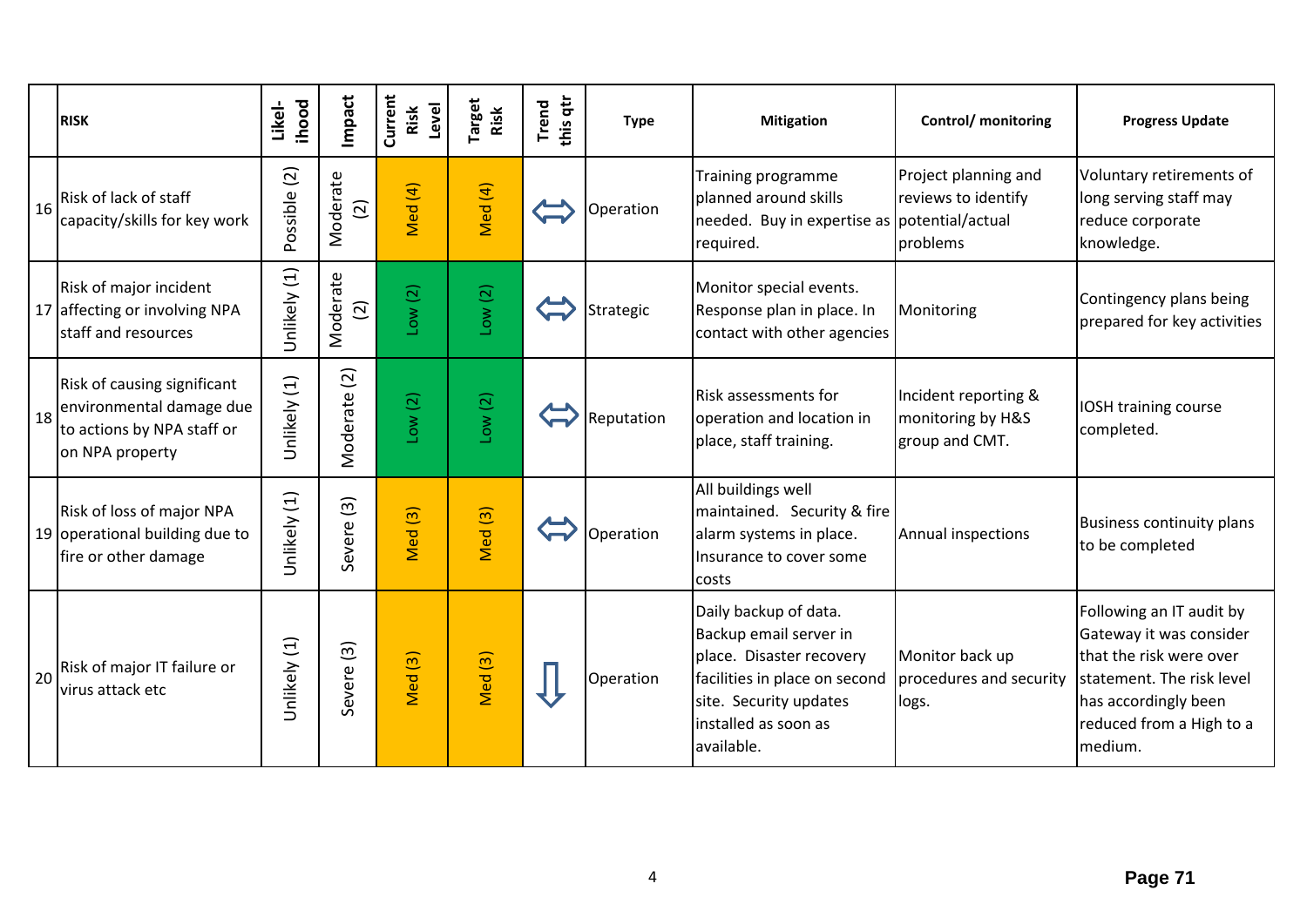| | RISK | Likel-ihood | Impact | Current Risk Level | Target Risk | Trend this qtr | Type | Mitigation | Control/ monitoring | Progress Update |
|---|---|---|---|---|---|---|---|---|---|---|
| 16 | Risk of lack of staff capacity/skills for key work | Possible (2) | Moderate (2) | Med (4) | Med (4) | ⇔ | Operation | Training programme planned around skills needed. Buy in expertise as required. | Project planning and reviews to identify potential/actual problems | Voluntary retirements of long serving staff may reduce corporate knowledge. |
| 17 | Risk of major incident affecting or involving NPA staff and resources | Unlikely (1) | Moderate (2) | Low (2) | Low (2) | ⇔ | Strategic | Monitor special events. Response plan in place. In contact with other agencies | Monitoring | Contingency plans being prepared for key activities |
| 18 | Risk of causing significant environmental damage due to actions by NPA staff or on NPA property | Unlikely (1) | Moderate (2) | Low (2) | Low (2) | ⇔ | Reputation | Risk assessments for operation and location in place, staff training. | Incident reporting & monitoring by H&S group and CMT. | IOSH training course completed. |
| 19 | Risk of loss of major NPA operational building due to fire or other damage | Unlikely (1) | Severe (3) | Med (3) | Med (3) | ⇔ | Operation | All buildings well maintained. Security & fire alarm systems in place. Insurance to cover some costs | Annual inspections | Business continuity plans to be completed |
| 20 | Risk of major IT failure or virus attack etc | Unlikely (1) | Severe (3) | Med (3) | Med (3) | ⇩ | Operation | Daily backup of data. Backup email server in place. Disaster recovery facilities in place on second site. Security updates installed as soon as available. | Monitor back up procedures and security logs. | Following an IT audit by Gateway it was consider that the risk were over statement. The risk level has accordingly been reduced from a High to a medium. |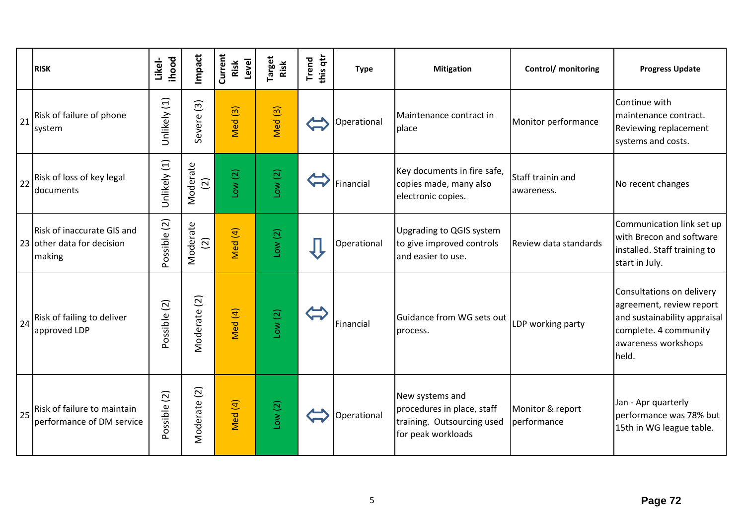| | RISK | Likel-ihood | Impact | Current Risk Level | Target Risk | Trend this qtr | Type | Mitigation | Control/ monitoring | Progress Update |
|---|---|---|---|---|---|---|---|---|---|---|
| 21 | Risk of failure of phone system | Unlikely (1) | Severe (3) | Med (3) | Med (3) | ⇔ | Operational | Maintenance contract in place | Monitor performance | Continue with maintenance contract. Reviewing replacement systems and costs. |
| 22 | Risk of loss of key legal documents | Unlikely (1) | Moderate (2) | Low (2) | Low (2) | ⇔ | Financial | Key documents in fire safe, copies made, many also electronic copies. | Staff trainin and awareness. | No recent changes |
| 23 | Risk of inaccurate GIS and other data for decision making | Possible (2) | Moderate (2) | Med (4) | Low (2) | ⇩ | Operational | Upgrading to QGIS system to give improved controls and easier to use. | Review data standards | Communication link set up with Brecon and software installed. Staff training to start in July. |
| 24 | Risk of failing to deliver approved LDP | Possible (2) | Moderate (2) | Med (4) | Low (2) | ⇔ | Financial | Guidance from WG sets out process. | LDP working party | Consultations on delivery agreement, review report and sustainability appraisal complete. 4 community awareness workshops held. |
| 25 | Risk of failure to maintain performance of DM service | Possible (2) | Moderate (2) | Med (4) | Low (2) | ⇔ | Operational | New systems and procedures in place, staff training. Outsourcing used for peak workloads | Monitor & report performance | Jan - Apr quarterly performance was 78% but 15th in WG league table. |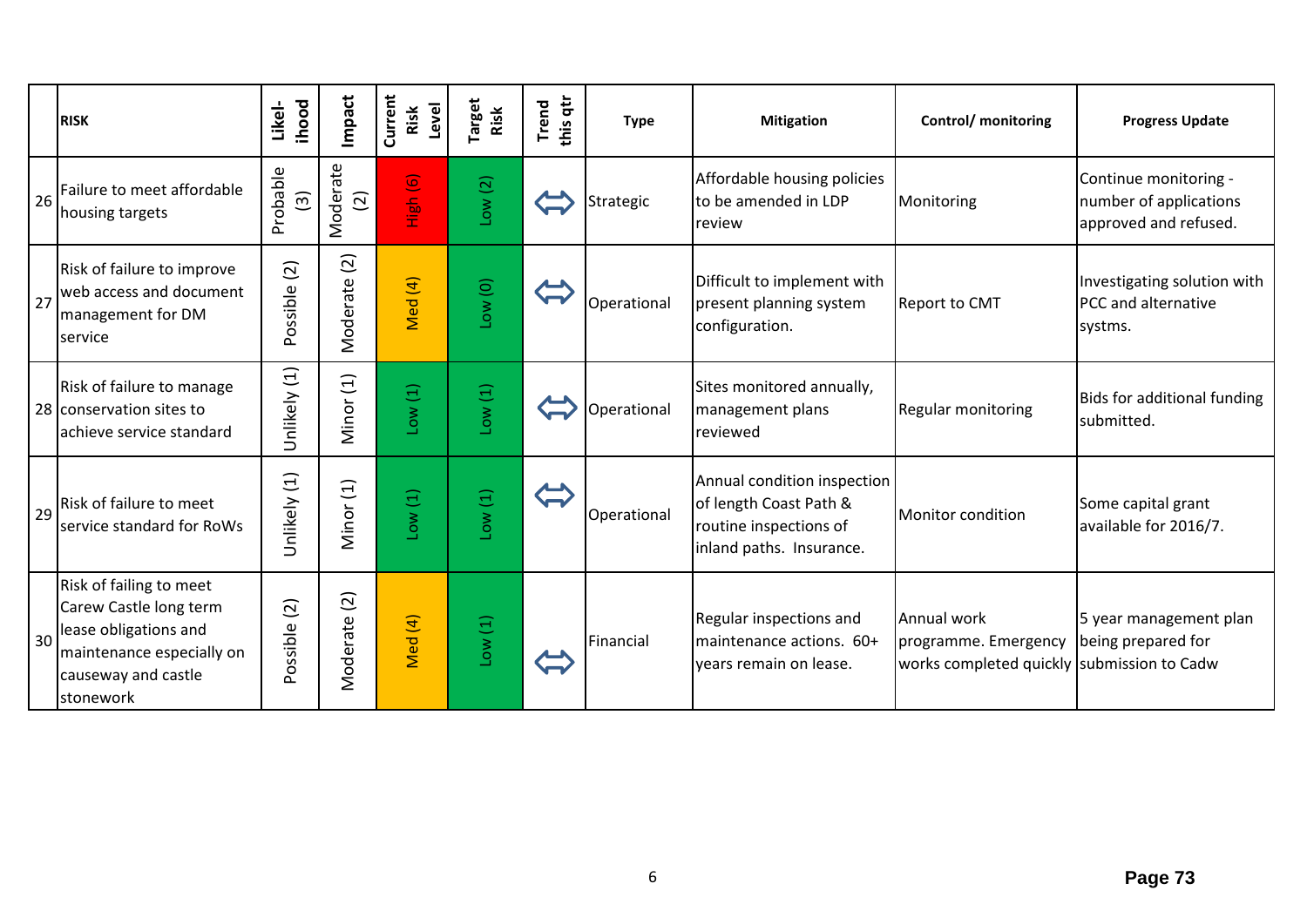| | RISK | Likel-ihood | Impact | Current Risk Level | Target Risk | Trend this qtr | Type | Mitigation | Control/ monitoring | Progress Update |
|---|---|---|---|---|---|---|---|---|---|---|
| 26 | Failure to meet affordable housing targets | Probable (3) | Moderate (2) | High (6) | Low (2) | ⇔ | Strategic | Affordable housing policies to be amended in LDP review | Monitoring | Continue monitoring - number of applications approved and refused. |
| 27 | Risk of failure to improve web access and document management for DM service | Possible (2) | Moderate (2) | Med (4) | Low (0) | ⇔ | Operational | Difficult to implement with present planning system configuration. | Report to CMT | Investigating solution with PCC and alternative systms. |
| 28 | Risk of failure to manage conservation sites to achieve service standard | Unlikely (1) | Minor (1) | Low (1) | Low (1) | ⇔ | Operational | Sites monitored annually, management plans reviewed | Regular monitoring | Bids for additional funding submitted. |
| 29 | Risk of failure to meet service standard for RoWs | Unlikely (1) | Minor (1) | Low (1) | Low (1) | ⇔ | Operational | Annual condition inspection of length Coast Path & routine inspections of inland paths. Insurance. | Monitor condition | Some capital grant available for 2016/7. |
| 30 | Risk of failing to meet Carew Castle long term lease obligations and maintenance especially on causeway and castle stonework | Possible (2) | Moderate (2) | Med (4) | Low (1) | ⇔ | Financial | Regular inspections and maintenance actions. 60+ years remain on lease. | Annual work programme. Emergency works completed quickly | 5 year management plan being prepared for submission to Cadw |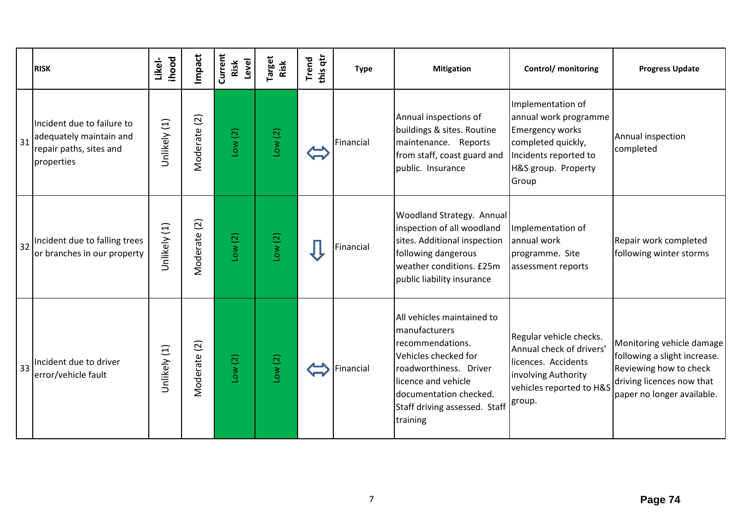| | RISK | Likel-ihood | Impact | Current Risk Level | Target Risk | Trend this qtr | Type | Mitigation | Control/ monitoring | Progress Update |
|---|---|---|---|---|---|---|---|---|---|---|
| 31 | Incident due to failure to adequately maintain and repair paths, sites and properties | Unlikely (1) | Moderate (2) | Low (2) | Low (2) | ⇔ | Financial | Annual inspections of buildings & sites. Routine maintenance. Reports from staff, coast guard and public. Insurance | Implementation of annual work programme Emergency works completed quickly, Incidents reported to H&S group. Property Group | Annual inspection completed |
| 32 | Incident due to falling trees or branches in our property | Unlikely (1) | Moderate (2) | Low (2) | Low (2) | ⇩ | Financial | Woodland Strategy. Annual inspection of all woodland sites. Additional inspection following dangerous weather conditions. £25m public liability insurance | Implementation of annual work programme. Site assessment reports | Repair work completed following winter storms |
| 33 | Incident due to driver error/vehicle fault | Unlikely (1) | Moderate (2) | Low (2) | Low (2) | ⇔ | Financial | All vehicles maintained to manufacturers recommendations. Vehicles checked for roadworthiness. Driver licence and vehicle documentation checked. Staff driving assessed. Staff training | Regular vehicle checks. Annual check of drivers' licences. Accidents involving Authority vehicles reported to H&S group. | Monitoring vehicle damage following a slight increase. Reviewing how to check driving licences now that paper no longer available. |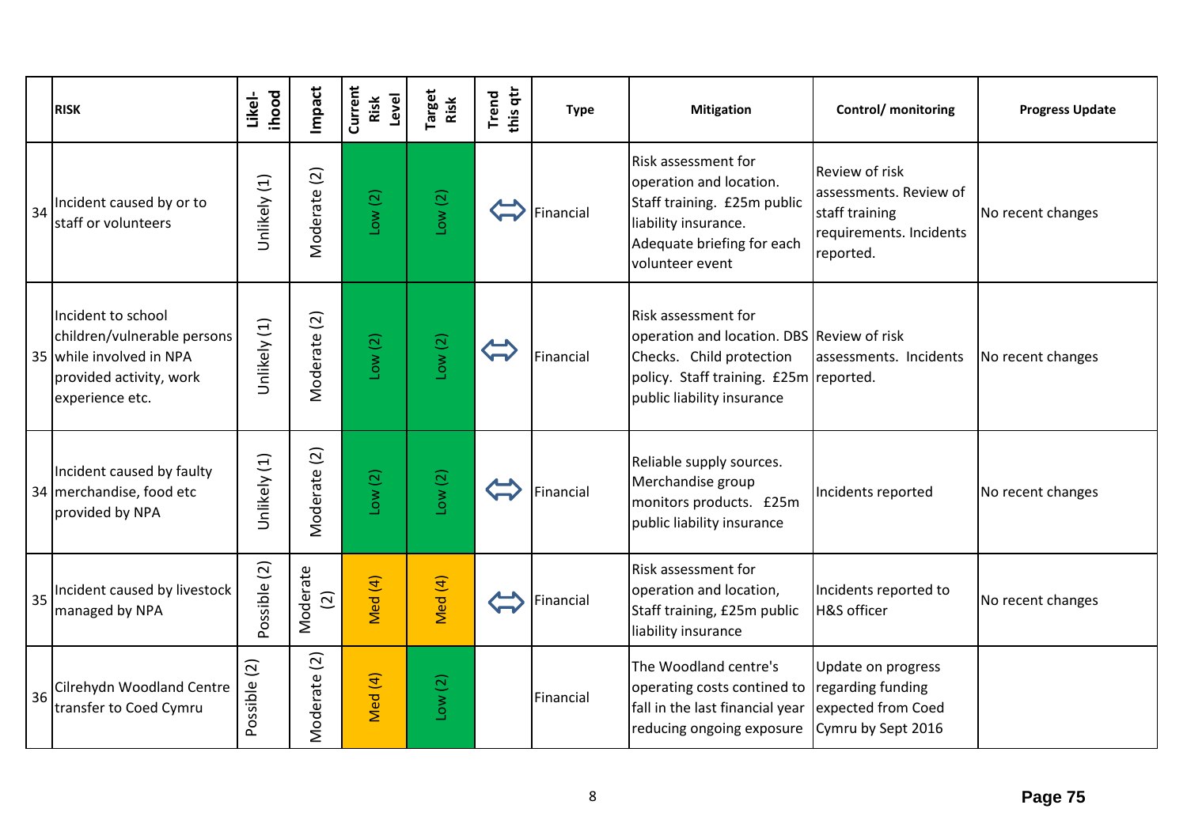| | RISK | Likel-ihood | Impact | Current Risk Level | Target Risk | Trend this qtr | Type | Mitigation | Control/ monitoring | Progress Update |
|---|---|---|---|---|---|---|---|---|---|---|
| 34 | Incident caused by or to staff or volunteers | Unlikely (1) | Moderate (2) | Low (2) | Low (2) | ⇔ | Financial | Risk assessment for operation and location. Staff training. £25m public liability insurance. Adequate briefing for each volunteer event | Review of risk assessments. Review of staff training requirements. Incidents reported. | No recent changes |
| 35 | Incident to school children/vulnerable persons while involved in NPA provided activity, work experience etc. | Unlikely (1) | Moderate (2) | Low (2) | Low (2) | ⇔ | Financial | Risk assessment for operation and location. DBS Checks. Child protection policy. Staff training. £25m public liability insurance | Review of risk assessments. Incidents reported. | No recent changes |
| 34 | Incident caused by faulty merchandise, food etc provided by NPA | Unlikely (1) | Moderate (2) | Low (2) | Low (2) | ⇔ | Financial | Reliable supply sources. Merchandise group monitors products. £25m public liability insurance | Incidents reported | No recent changes |
| 35 | Incident caused by livestock managed by NPA | Possible (2) | Moderate (2) | Med (4) | Med (4) | ⇔ | Financial | Risk assessment for operation and location, Staff training, £25m public liability insurance | Incidents reported to H&S officer | No recent changes |
| 36 | Cilrehydn Woodland Centre transfer to Coed Cymru | Possible (2) | Moderate (2) | Med (4) | Low (2) | | Financial | The Woodland centre's operating costs contined to fall in the last financial year reducing ongoing exposure | Update on progress regarding funding expected from Coed Cymru by Sept 2016 | |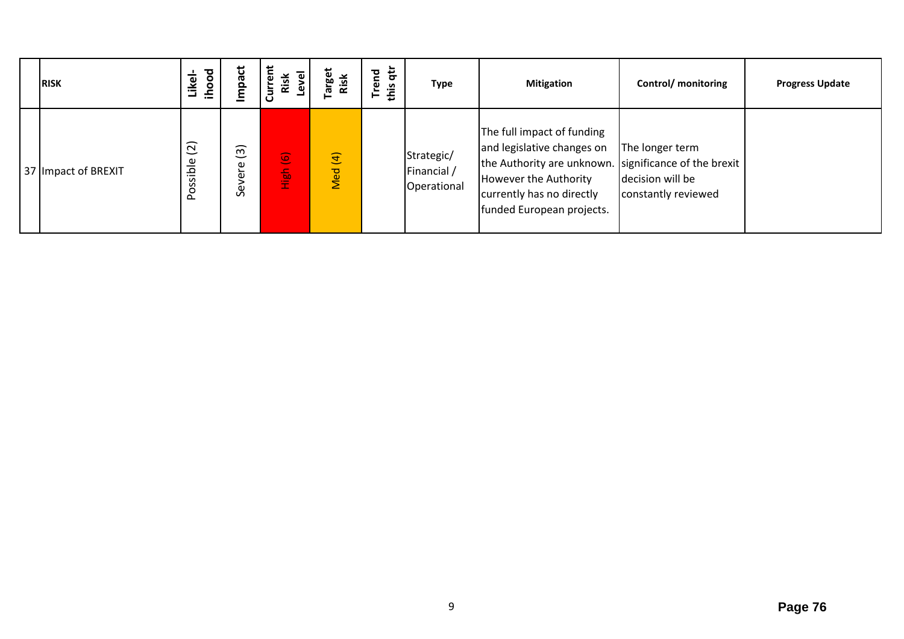| | RISK | Likel-ihood | Impact | Current Risk Level | Target Risk | Trend this qtr | Type | Mitigation | Control/ monitoring | Progress Update |
|---|---|---|---|---|---|---|---|---|---|---|
| 37 | Impact of BREXIT | Possible (2) | Severe (3) | High (6) | Med (4) | | Strategic/ Financial / Operational | The full impact of funding and legislative changes on the Authority are unknown. However the Authority currently has no directly funded European projects. | The longer term significance of the brexit decision will be constantly reviewed | |